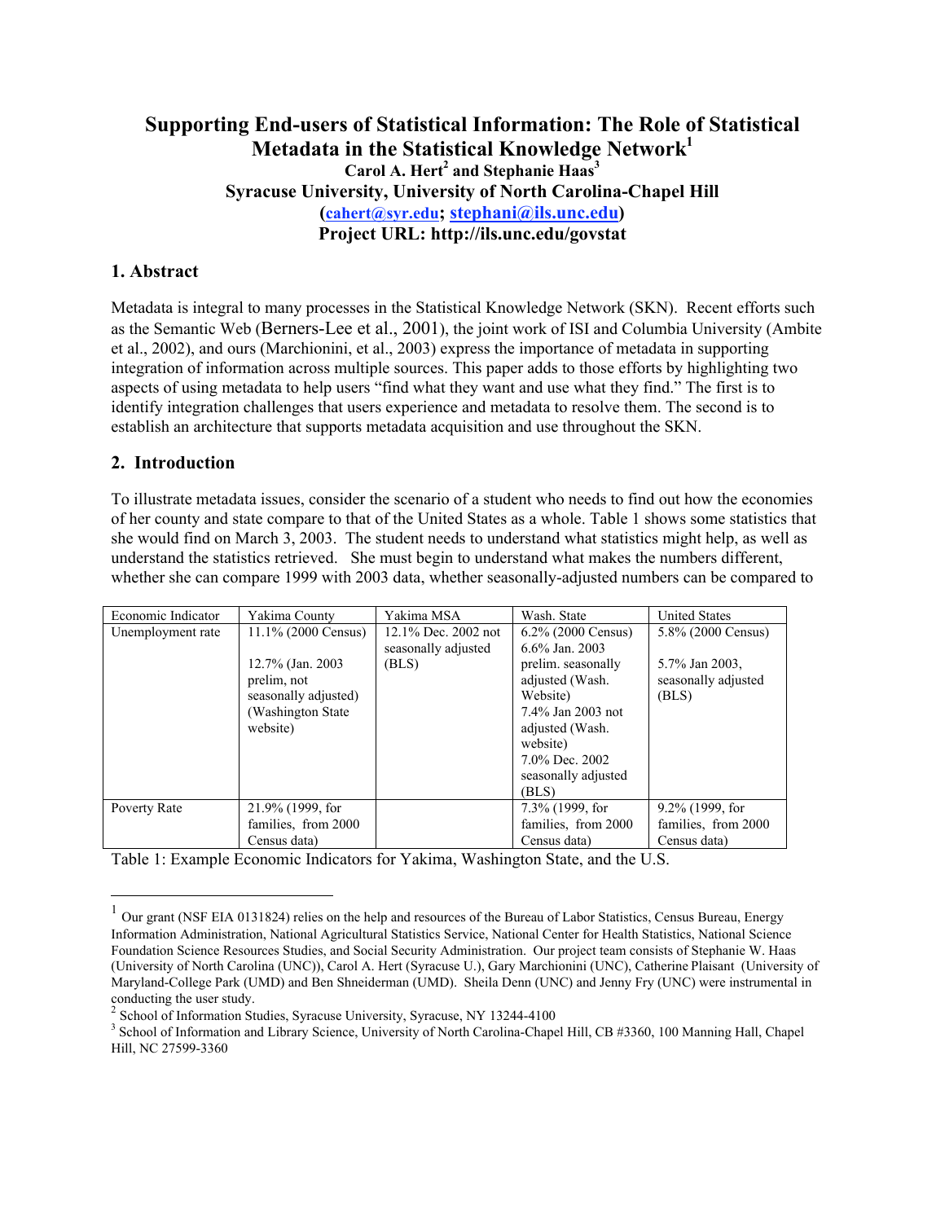# Supporting End-users of Statistical Information: The Role of Statistical Metadata in the Statistical Knowledge Network[1]

**Carol A. Hert[2] and Stephanie Haas[3]**

**Syracuse University, University of North Carolina-Chapel Hill**

**(cahert@syr.edu; stephani@ils.unc.edu)**

**Project URL: http://ils.unc.edu/govstat**

## 1. Abstract

Metadata is integral to many processes in the Statistical Knowledge Network (SKN). Recent efforts such as the Semantic Web (Berners-Lee et al., 2001), the joint work of ISI and Columbia University (Ambite et al., 2002), and ours (Marchionini, et al., 2003) express the importance of metadata in supporting integration of information across multiple sources. This paper adds to those efforts by highlighting two aspects of using metadata to help users "find what they want and use what they find." The first is to identify integration challenges that users experience and metadata to resolve them. The second is to establish an architecture that supports metadata acquisition and use throughout the SKN.

## 2. Introduction

To illustrate metadata issues, consider the scenario of a student who needs to find out how the economies of her county and state compare to that of the United States as a whole. Table 1 shows some statistics that she would find on March 3, 2003. The student needs to understand what statistics might help, as well as understand the statistics retrieved. She must begin to understand what makes the numbers different, whether she can compare 1999 with 2003 data, whether seasonally-adjusted numbers can be compared to

| Economic Indicator | Yakima County | Yakima MSA | Wash. State | United States |
|---|---|---|---|---|
| Unemployment rate | 11.1% (2000 Census)<br><br>12.7% (Jan. 2003 prelim, not seasonally adjusted) (Washington State website) | 12.1% Dec. 2002 not seasonally adjusted (BLS) | 6.2% (2000 Census)<br>6.6% Jan. 2003 prelim. seasonally adjusted (Wash. Website)<br>7.4% Jan 2003 not adjusted (Wash. website)<br>7.0% Dec. 2002 seasonally adjusted (BLS) | 5.8% (2000 Census)<br><br>5.7% Jan 2003, seasonally adjusted (BLS) |
| Poverty Rate | 21.9% (1999, for families, from 2000 Census data) | | 7.3% (1999, for families, from 2000 Census data) | 9.2% (1999, for families, from 2000 Census data) |

Table 1: Example Economic Indicators for Yakima, Washington State, and the U.S.

---

[1] Our grant (NSF EIA 0131824) relies on the help and resources of the Bureau of Labor Statistics, Census Bureau, Energy Information Administration, National Agricultural Statistics Service, National Center for Health Statistics, National Science Foundation Science Resources Studies, and Social Security Administration. Our project team consists of Stephanie W. Haas (University of North Carolina (UNC)), Carol A. Hert (Syracuse U.), Gary Marchionini (UNC), Catherine Plaisant (University of Maryland-College Park (UMD) and Ben Shneiderman (UMD). Sheila Denn (UNC) and Jenny Fry (UNC) were instrumental in conducting the user study.

[2] School of Information Studies, Syracuse University, Syracuse, NY 13244-4100

[3] School of Information and Library Science, University of North Carolina-Chapel Hill, CB #3360, 100 Manning Hall, Chapel Hill, NC 27599-3360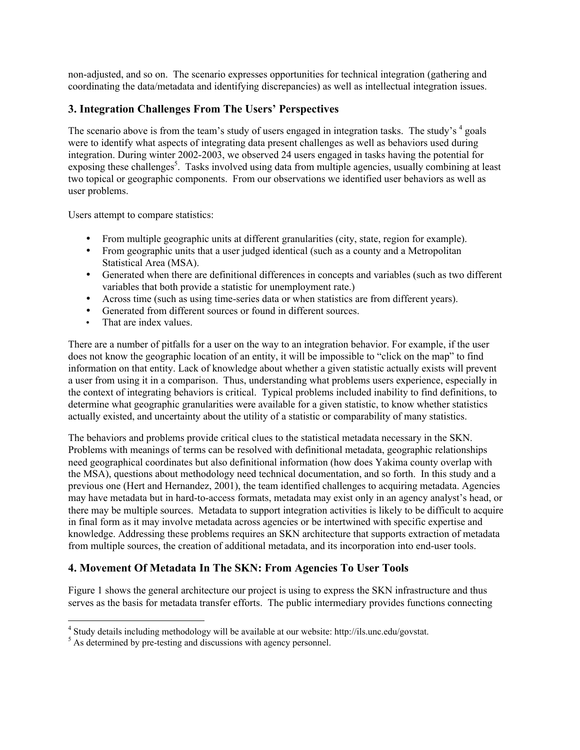non-adjusted, and so on. The scenario expresses opportunities for technical integration (gathering and coordinating the data/metadata and identifying discrepancies) as well as intellectual integration issues.

## 3. Integration Challenges From The Users' Perspectives

The scenario above is from the team's study of users engaged in integration tasks. The study's [4] goals were to identify what aspects of integrating data present challenges as well as behaviors used during integration. During winter 2002-2003, we observed 24 users engaged in tasks having the potential for exposing these challenges[5]. Tasks involved using data from multiple agencies, usually combining at least two topical or geographic components. From our observations we identified user behaviors as well as user problems.

Users attempt to compare statistics:

- From multiple geographic units at different granularities (city, state, region for example).
- From geographic units that a user judged identical (such as a county and a Metropolitan Statistical Area (MSA).
- Generated when there are definitional differences in concepts and variables (such as two different variables that both provide a statistic for unemployment rate.)
- Across time (such as using time-series data or when statistics are from different years).
- Generated from different sources or found in different sources.
- That are index values.

There are a number of pitfalls for a user on the way to an integration behavior. For example, if the user does not know the geographic location of an entity, it will be impossible to "click on the map" to find information on that entity. Lack of knowledge about whether a given statistic actually exists will prevent a user from using it in a comparison. Thus, understanding what problems users experience, especially in the context of integrating behaviors is critical. Typical problems included inability to find definitions, to determine what geographic granularities were available for a given statistic, to know whether statistics actually existed, and uncertainty about the utility of a statistic or comparability of many statistics.

The behaviors and problems provide critical clues to the statistical metadata necessary in the SKN. Problems with meanings of terms can be resolved with definitional metadata, geographic relationships need geographical coordinates but also definitional information (how does Yakima county overlap with the MSA), questions about methodology need technical documentation, and so forth. In this study and a previous one (Hert and Hernandez, 2001), the team identified challenges to acquiring metadata. Agencies may have metadata but in hard-to-access formats, metadata may exist only in an agency analyst's head, or there may be multiple sources. Metadata to support integration activities is likely to be difficult to acquire in final form as it may involve metadata across agencies or be intertwined with specific expertise and knowledge. Addressing these problems requires an SKN architecture that supports extraction of metadata from multiple sources, the creation of additional metadata, and its incorporation into end-user tools.

## 4. Movement Of Metadata In The SKN: From Agencies To User Tools

Figure 1 shows the general architecture our project is using to express the SKN infrastructure and thus serves as the basis for metadata transfer efforts. The public intermediary provides functions connecting

[4] Study details including methodology will be available at our website: http://ils.unc.edu/govstat.

[5] As determined by pre-testing and discussions with agency personnel.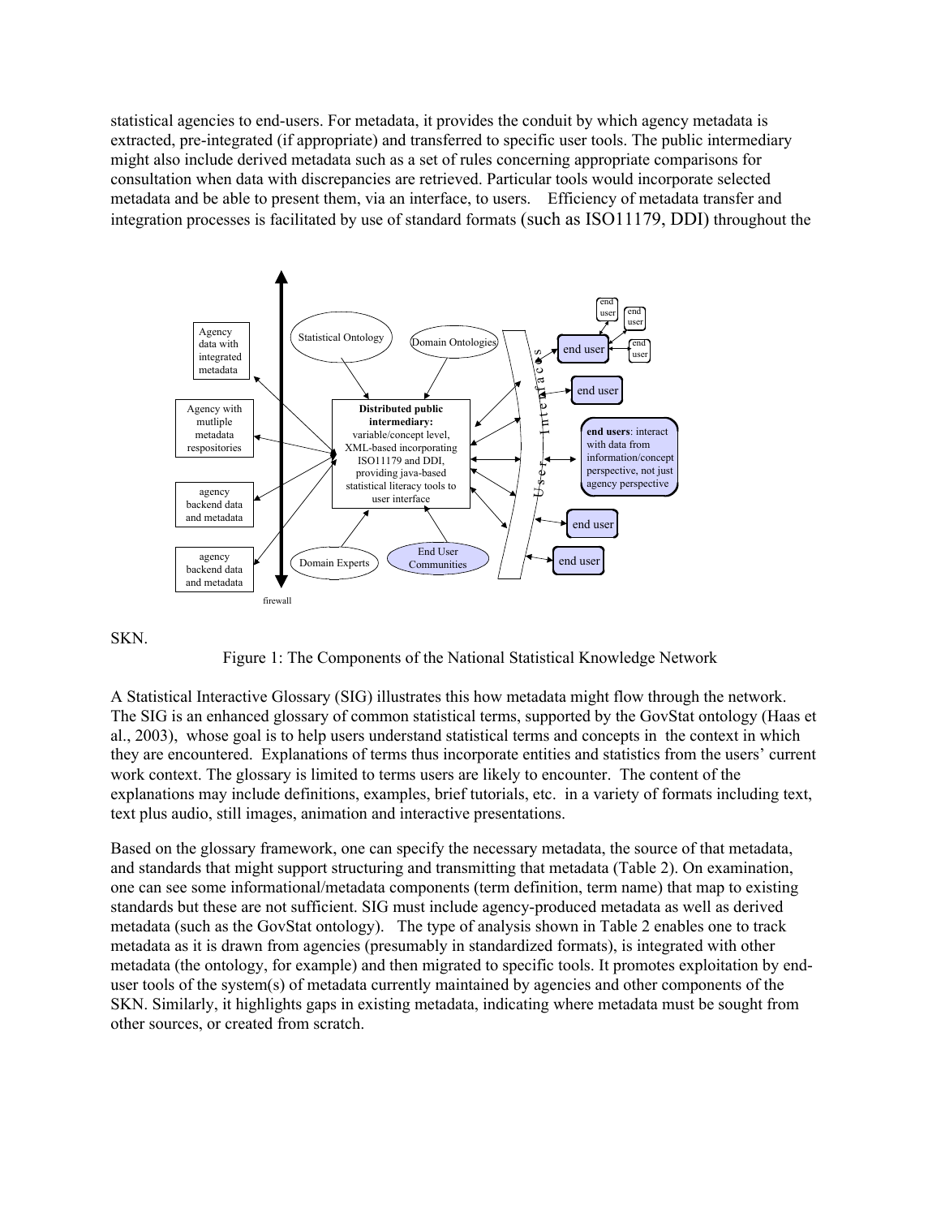statistical agencies to end-users. For metadata, it provides the conduit by which agency metadata is extracted, pre-integrated (if appropriate) and transferred to specific user tools. The public intermediary might also include derived metadata such as a set of rules concerning appropriate comparisons for consultation when data with discrepancies are retrieved. Particular tools would incorporate selected metadata and be able to present them, via an interface, to users. Efficiency of metadata transfer and integration processes is facilitated by use of standard formats (such as ISO11179, DDI) throughout the SKN.

Figure 1: The Components of the National Statistical Knowledge Network

A Statistical Interactive Glossary (SIG) illustrates this how metadata might flow through the network. The SIG is an enhanced glossary of common statistical terms, supported by the GovStat ontology (Haas et al., 2003), whose goal is to help users understand statistical terms and concepts in the context in which they are encountered. Explanations of terms thus incorporate entities and statistics from the users' current work context. The glossary is limited to terms users are likely to encounter. The content of the explanations may include definitions, examples, brief tutorials, etc. in a variety of formats including text, text plus audio, still images, animation and interactive presentations.

Based on the glossary framework, one can specify the necessary metadata, the source of that metadata, and standards that might support structuring and transmitting that metadata (Table 2). On examination, one can see some informational/metadata components (term definition, term name) that map to existing standards but these are not sufficient. SIG must include agency-produced metadata as well as derived metadata (such as the GovStat ontology). The type of analysis shown in Table 2 enables one to track metadata as it is drawn from agencies (presumably in standardized formats), is integrated with other metadata (the ontology, for example) and then migrated to specific tools. It promotes exploitation by end-user tools of the system(s) of metadata currently maintained by agencies and other components of the SKN. Similarly, it highlights gaps in existing metadata, indicating where metadata must be sought from other sources, or created from scratch.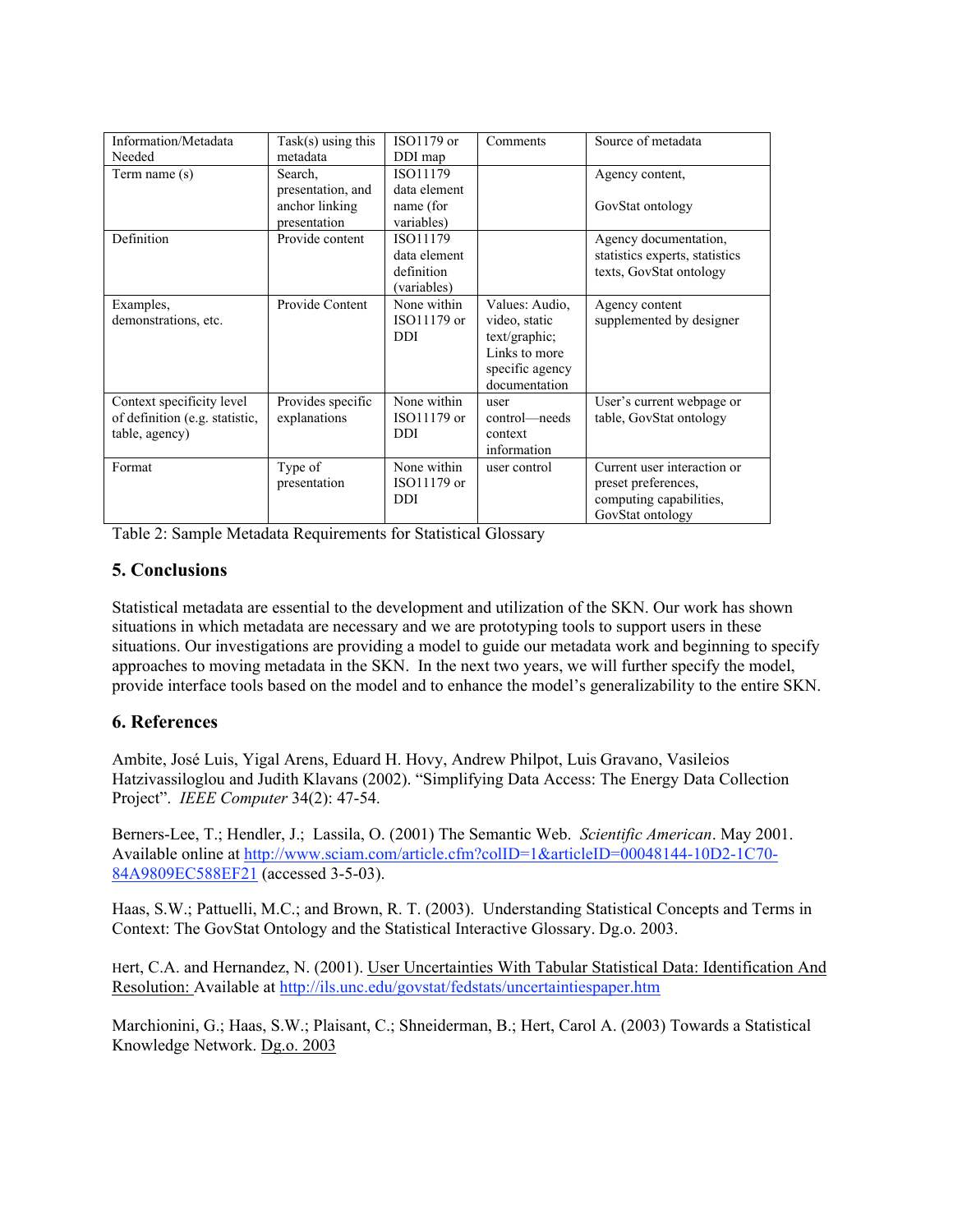| Information/Metadata Needed | Task(s) using this metadata | ISO1179 or DDI map | Comments | Source of metadata |
|---|---|---|---|---|
| Term name (s) | Search, presentation, and anchor linking presentation | ISO11179 data element name (for variables) | | Agency content,<br><br>GovStat ontology |
| Definition | Provide content | ISO11179 data element definition (variables) | | Agency documentation, statistics experts, statistics texts, GovStat ontology |
| Examples, demonstrations, etc. | Provide Content | None within ISO11179 or DDI | Values: Audio, video, static text/graphic; Links to more specific agency documentation | Agency content supplemented by designer |
| Context specificity level of definition (e.g. statistic, table, agency) | Provides specific explanations | None within ISO11179 or DDI | user control—needs context information | User's current webpage or table, GovStat ontology |
| Format | Type of presentation | None within ISO11179 or DDI | user control | Current user interaction or preset preferences, computing capabilities, GovStat ontology |

Table 2: Sample Metadata Requirements for Statistical Glossary

## 5. Conclusions

Statistical metadata are essential to the development and utilization of the SKN. Our work has shown situations in which metadata are necessary and we are prototyping tools to support users in these situations. Our investigations are providing a model to guide our metadata work and beginning to specify approaches to moving metadata in the SKN. In the next two years, we will further specify the model, provide interface tools based on the model and to enhance the model's generalizability to the entire SKN.

## 6. References

Ambite, José Luis, Yigal Arens, Eduard H. Hovy, Andrew Philpot, Luis Gravano, Vasileios Hatzivassiloglou and Judith Klavans (2002). "Simplifying Data Access: The Energy Data Collection Project". *IEEE Computer* 34(2): 47-54.

Berners-Lee, T.; Hendler, J.; Lassila, O. (2001) The Semantic Web. *Scientific American*. May 2001. Available online at http://www.sciam.com/article.cfm?colID=1&articleID=00048144-10D2-1C70-84A9809EC588EF21 (accessed 3-5-03).

Haas, S.W.; Pattuelli, M.C.; and Brown, R. T. (2003). Understanding Statistical Concepts and Terms in Context: The GovStat Ontology and the Statistical Interactive Glossary. Dg.o. 2003.

Hert, C.A. and Hernandez, N. (2001). User Uncertainties With Tabular Statistical Data: Identification And Resolution: Available at http://ils.unc.edu/govstat/fedstats/uncertaintiespaper.htm

Marchionini, G.; Haas, S.W.; Plaisant, C.; Shneiderman, B.; Hert, Carol A. (2003) Towards a Statistical Knowledge Network. Dg.o. 2003